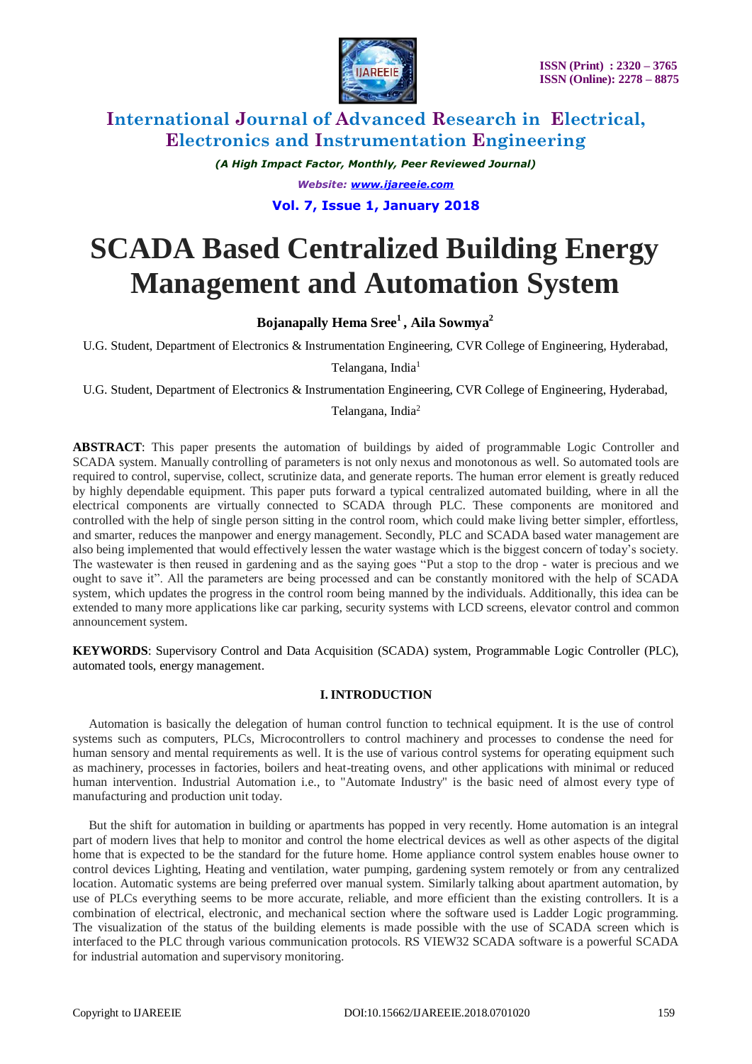# SCADA Based Centralized Building Energy Management and Automation System

**Bojanapally Hema Sree[1] , Aila Sowmya[2]**

U.G. Student, Department of Electronics & Instrumentation Engineering, CVR College of Engineering, Hyderabad, Telangana, India[1]

U.G. Student, Department of Electronics & Instrumentation Engineering, CVR College of Engineering, Hyderabad, Telangana, India[2]

**ABSTRACT**: This paper presents the automation of buildings by aided of programmable Logic Controller and SCADA system. Manually controlling of parameters is not only nexus and monotonous as well. So automated tools are required to control, supervise, collect, scrutinize data, and generate reports. The human error element is greatly reduced by highly dependable equipment. This paper puts forward a typical centralized automated building, where in all the electrical components are virtually connected to SCADA through PLC. These components are monitored and controlled with the help of single person sitting in the control room, which could make living better simpler, effortless, and smarter, reduces the manpower and energy management. Secondly, PLC and SCADA based water management are also being implemented that would effectively lessen the water wastage which is the biggest concern of today's society. The wastewater is then reused in gardening and as the saying goes "Put a stop to the drop - water is precious and we ought to save it". All the parameters are being processed and can be constantly monitored with the help of SCADA system, which updates the progress in the control room being manned by the individuals. Additionally, this idea can be extended to many more applications like car parking, security systems with LCD screens, elevator control and common announcement system.

**KEYWORDS**: Supervisory Control and Data Acquisition (SCADA) system, Programmable Logic Controller (PLC), automated tools, energy management.

## I. INTRODUCTION

Automation is basically the delegation of human control function to technical equipment. It is the use of control systems such as computers, PLCs, Microcontrollers to control machinery and processes to condense the need for human sensory and mental requirements as well. It is the use of various control systems for operating equipment such as machinery, processes in factories, boilers and heat-treating ovens, and other applications with minimal or reduced human intervention. Industrial Automation i.e., to "Automate Industry" is the basic need of almost every type of manufacturing and production unit today.

But the shift for automation in building or apartments has popped in very recently. Home automation is an integral part of modern lives that help to monitor and control the home electrical devices as well as other aspects of the digital home that is expected to be the standard for the future home. Home appliance control system enables house owner to control devices Lighting, Heating and ventilation, water pumping, gardening system remotely or from any centralized location. Automatic systems are being preferred over manual system. Similarly talking about apartment automation, by use of PLCs everything seems to be more accurate, reliable, and more efficient than the existing controllers. It is a combination of electrical, electronic, and mechanical section where the software used is Ladder Logic programming. The visualization of the status of the building elements is made possible with the use of SCADA screen which is interfaced to the PLC through various communication protocols. RS VIEW32 SCADA software is a powerful SCADA for industrial automation and supervisory monitoring.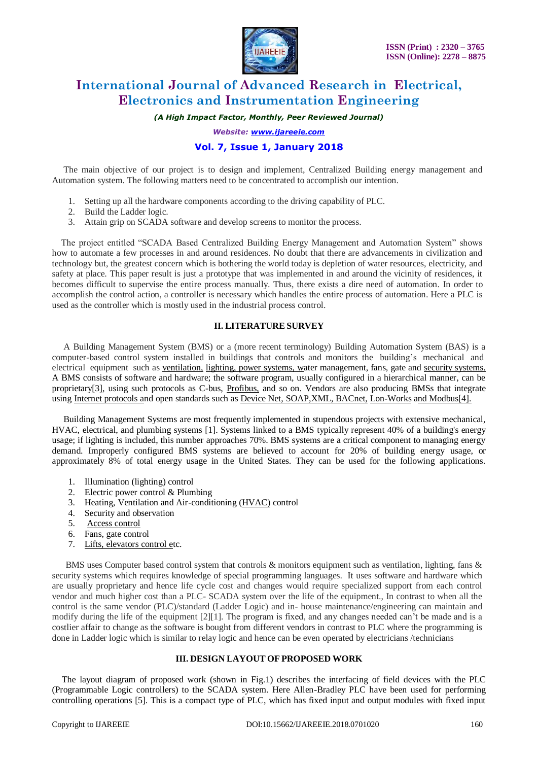The main objective of our project is to design and implement, Centralized Building energy management and Automation system. The following matters need to be concentrated to accomplish our intention.

1. Setting up all the hardware components according to the driving capability of PLC.
2. Build the Ladder logic.
3. Attain grip on SCADA software and develop screens to monitor the process.

The project entitled "SCADA Based Centralized Building Energy Management and Automation System" shows how to automate a few processes in and around residences. No doubt that there are advancements in civilization and technology but, the greatest concern which is bothering the world today is depletion of water resources, electricity, and safety at place. This paper result is just a prototype that was implemented in and around the vicinity of residences, it becomes difficult to supervise the entire process manually. Thus, there exists a dire need of automation. In order to accomplish the control action, a controller is necessary which handles the entire process of automation. Here a PLC is used as the controller which is mostly used in the industrial process control.

## II. LITERATURE SURVEY

A Building Management System (BMS) or a (more recent terminology) Building Automation System (BAS) is a computer-based control system installed in buildings that controls and monitors the building's mechanical and electrical equipment such as ventilation, lighting, power systems, water management, fans, gate and security systems. A BMS consists of software and hardware; the software program, usually configured in a hierarchical manner, can be proprietary[3], using such protocols as C-bus, Profibus, and so on. Vendors are also producing BMSs that integrate using Internet protocols and open standards such as Device Net, SOAP,XML, BACnet, Lon-Works and Modbus[4].

Building Management Systems are most frequently implemented in stupendous projects with extensive mechanical, HVAC, electrical, and plumbing systems [1]. Systems linked to a BMS typically represent 40% of a building's energy usage; if lighting is included, this number approaches 70%. BMS systems are a critical component to managing energy demand. Improperly configured BMS systems are believed to account for 20% of building energy usage, or approximately 8% of total energy usage in the United States. They can be used for the following applications.

1. Illumination (lighting) control
2. Electric power control & Plumbing
3. Heating, Ventilation and Air-conditioning (HVAC) control
4. Security and observation
5. Access control
6. Fans, gate control
7. Lifts, elevators control etc.

BMS uses Computer based control system that controls & monitors equipment such as ventilation, lighting, fans & security systems which requires knowledge of special programming languages. It uses software and hardware which are usually proprietary and hence life cycle cost and changes would require specialized support from each control vendor and much higher cost than a PLC- SCADA system over the life of the equipment., In contrast to when all the control is the same vendor (PLC)/standard (Ladder Logic) and in- house maintenance/engineering can maintain and modify during the life of the equipment [2][1]. The program is fixed, and any changes needed can't be made and is a costlier affair to change as the software is bought from different vendors in contrast to PLC where the programming is done in Ladder logic which is similar to relay logic and hence can be even operated by electricians /technicians

## III. DESIGN LAYOUT OF PROPOSED WORK

The layout diagram of proposed work (shown in Fig.1) describes the interfacing of field devices with the PLC (Programmable Logic controllers) to the SCADA system. Here Allen-Bradley PLC have been used for performing controlling operations [5]. This is a compact type of PLC, which has fixed input and output modules with fixed input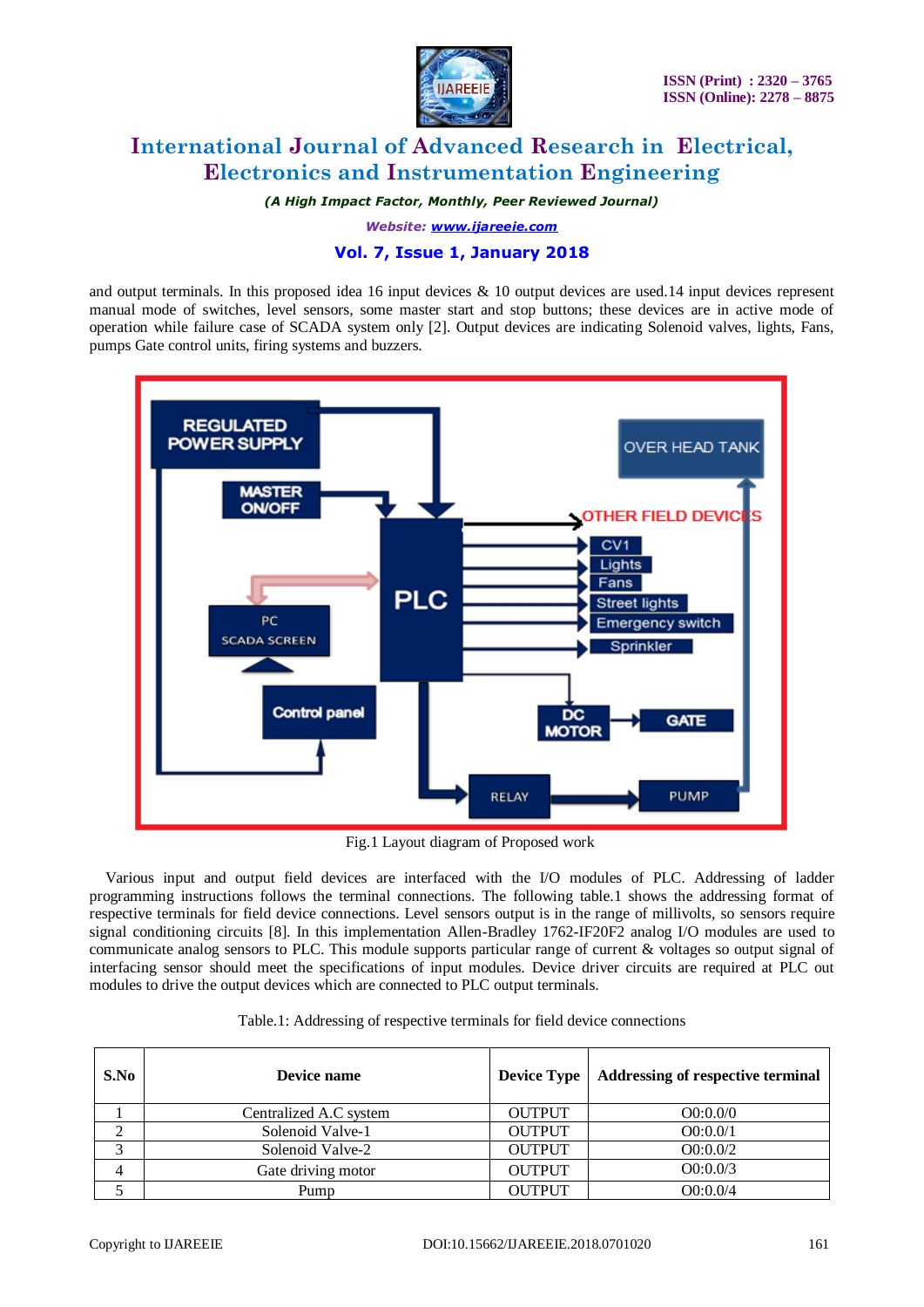and output terminals. In this proposed idea 16 input devices & 10 output devices are used.14 input devices represent manual mode of switches, level sensors, some master start and stop buttons; these devices are in active mode of operation while failure case of SCADA system only [2]. Output devices are indicating Solenoid valves, lights, Fans, pumps Gate control units, firing systems and buzzers.

Fig.1 Layout diagram of Proposed work

Various input and output field devices are interfaced with the I/O modules of PLC. Addressing of ladder programming instructions follows the terminal connections. The following table.1 shows the addressing format of respective terminals for field device connections. Level sensors output is in the range of millivolts, so sensors require signal conditioning circuits [8]. In this implementation Allen-Bradley 1762-IF20F2 analog I/O modules are used to communicate analog sensors to PLC. This module supports particular range of current & voltages so output signal of interfacing sensor should meet the specifications of input modules. Device driver circuits are required at PLC out modules to drive the output devices which are connected to PLC output terminals.

Table.1: Addressing of respective terminals for field device connections

| S.No | Device name | Device Type | Addressing of respective terminal |
|---|---|---|---|
| 1 | Centralized A.C system | OUTPUT | O0:0.0/0 |
| 2 | Solenoid Valve-1 | OUTPUT | O0:0.0/1 |
| 3 | Solenoid Valve-2 | OUTPUT | O0:0.0/2 |
| 4 | Gate driving motor | OUTPUT | O0:0.0/3 |
| 5 | Pump | OUTPUT | O0:0.0/4 |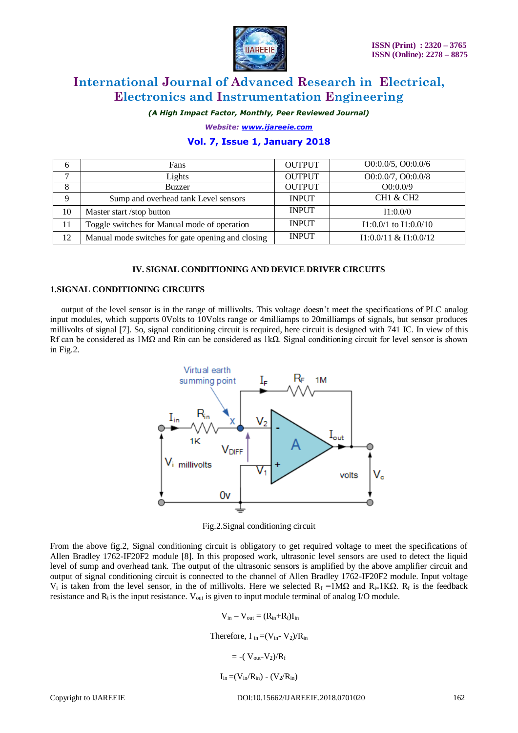| 6 | Fans | OUTPUT | O0:0.0/5, O0:0.0/6 |
|---|---|---|---|
| 7 | Lights | OUTPUT | O0:0.0/7, O0:0.0/8 |
| 8 | Buzzer | OUTPUT | O0:0.0/9 |
| 9 | Sump and overhead tank Level sensors | INPUT | CH1 & CH2 |
| 10 | Master start /stop button | INPUT | I1:0.0/0 |
| 11 | Toggle switches for Manual mode of operation | INPUT | I1:0.0/1 to I1:0.0/10 |
| 12 | Manual mode switches for gate opening and closing | INPUT | I1:0.0/11 & I1:0.0/12 |

## IV. SIGNAL CONDITIONING AND DEVICE DRIVER CIRCUITS

### 1.SIGNAL CONDITIONING CIRCUITS

output of the level sensor is in the range of millivolts. This voltage doesn't meet the specifications of PLC analog input modules, which supports 0Volts to 10Volts range or 4milliamps to 20milliamps of signals, but sensor produces millivolts of signal [7]. So, signal conditioning circuit is required, here circuit is designed with 741 IC. In view of this Rf can be considered as 1MΩ and Rin can be considered as 1kΩ. Signal conditioning circuit for level sensor is shown in Fig.2.

Fig.2.Signal conditioning circuit

From the above fig.2, Signal conditioning circuit is obligatory to get required voltage to meet the specifications of Allen Bradley 1762-IF20F2 module [8]. In this proposed work, ultrasonic level sensors are used to detect the liquid level of sump and overhead tank. The output of the ultrasonic sensors is amplified by the above amplifier circuit and output of signal conditioning circuit is connected to the channel of Allen Bradley 1762-IF20F2 module. Input voltage $V_i$ is taken from the level sensor, in the of millivolts. Here we selected $R_f$ =1MΩ and $R_i$=1KΩ. $R_f$ is the feedback resistance and $R_i$ is the input resistance. $V_{out}$ is given to input module terminal of analog I/O module.

$$V_{in} - V_{out} = (R_{in}+R_f)I_{in}$$

$$\text{Therefore, } I_{in} = (V_{in} - V_2)/R_{in}$$

$$= -(V_{out} - V_2)/R_f$$

$$I_{in} = (V_{in}/R_{in}) - (V_2/R_{in})$$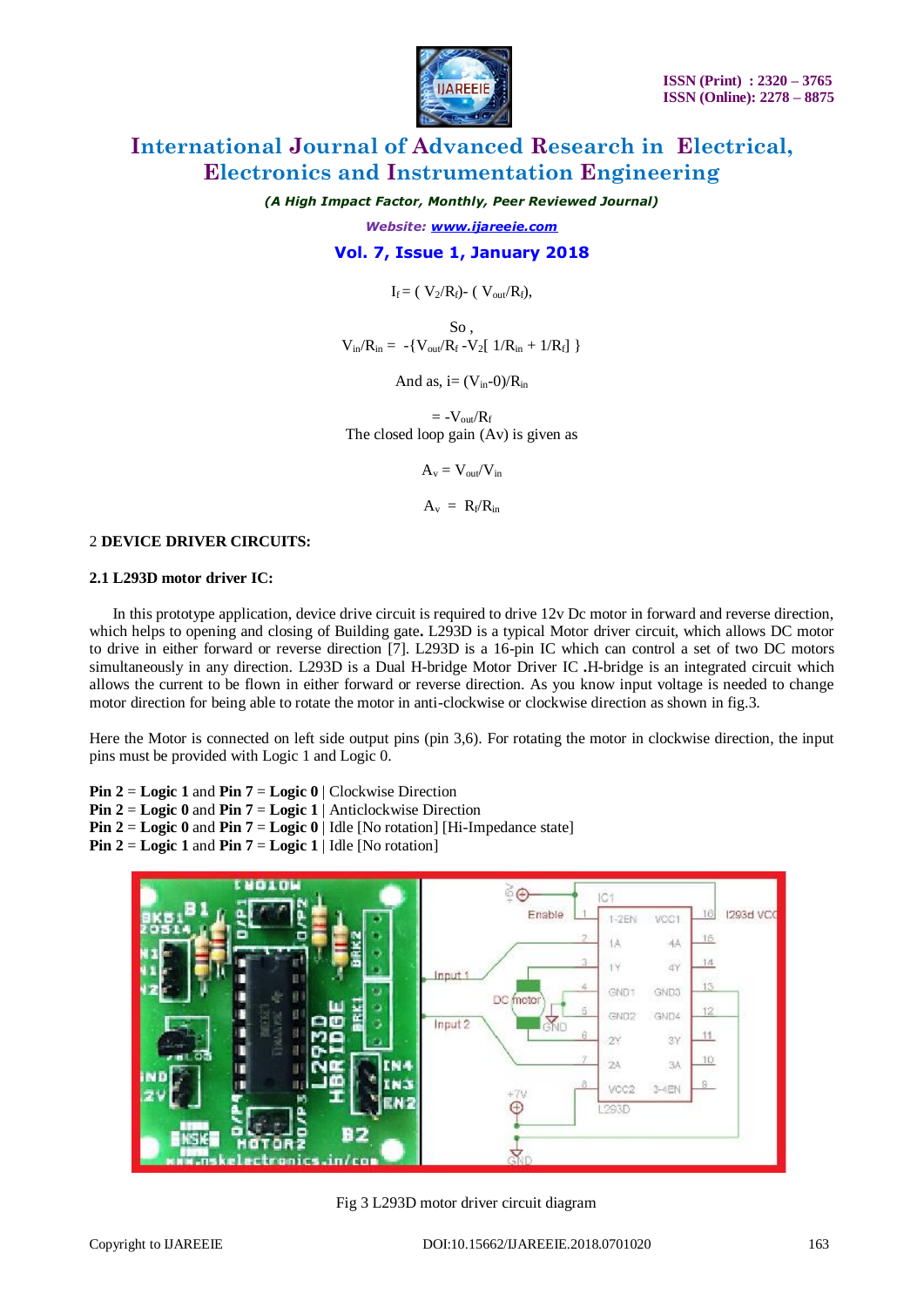$$I_f = ( V_2/R_f)- ( V_{out}/R_f),$$

So ,

$$V_{in}/R_{in} = -\{V_{out}/R_f - V_2[ 1/R_{in} + 1/R_f] \}$$

And as, $i= (V_{in}-0)/R_{in}$

$$= -V_{out}/R_f$$

The closed loop gain (Av) is given as

$$A_v = V_{out}/V_{in}$$

$$A_v = R_f/R_{in}$$

## 2 DEVICE DRIVER CIRCUITS:

### 2.1 L293D motor driver IC:

In this prototype application, device drive circuit is required to drive 12v Dc motor in forward and reverse direction, which helps to opening and closing of Building gate**.** L293D is a typical Motor driver circuit, which allows DC motor to drive in either forward or reverse direction [7]. L293D is a 16-pin IC which can control a set of two DC motors simultaneously in any direction. L293D is a Dual H-bridge Motor Driver IC .H-bridge is an integrated circuit which allows the current to be flown in either forward or reverse direction. As you know input voltage is needed to change motor direction for being able to rotate the motor in anti-clockwise or clockwise direction as shown in fig.3.

Here the Motor is connected on left side output pins (pin 3,6). For rotating the motor in clockwise direction, the input pins must be provided with Logic 1 and Logic 0.

**Pin 2** = **Logic 1** and **Pin 7** = **Logic 0** | Clockwise Direction
**Pin 2** = **Logic 0** and **Pin 7** = **Logic 1** | Anticlockwise Direction
**Pin 2** = **Logic 0** and **Pin 7** = **Logic 0** | Idle [No rotation] [Hi-Impedance state]
**Pin 2** = **Logic 1** and **Pin 7** = **Logic 1** | Idle [No rotation]

Fig 3 L293D motor driver circuit diagram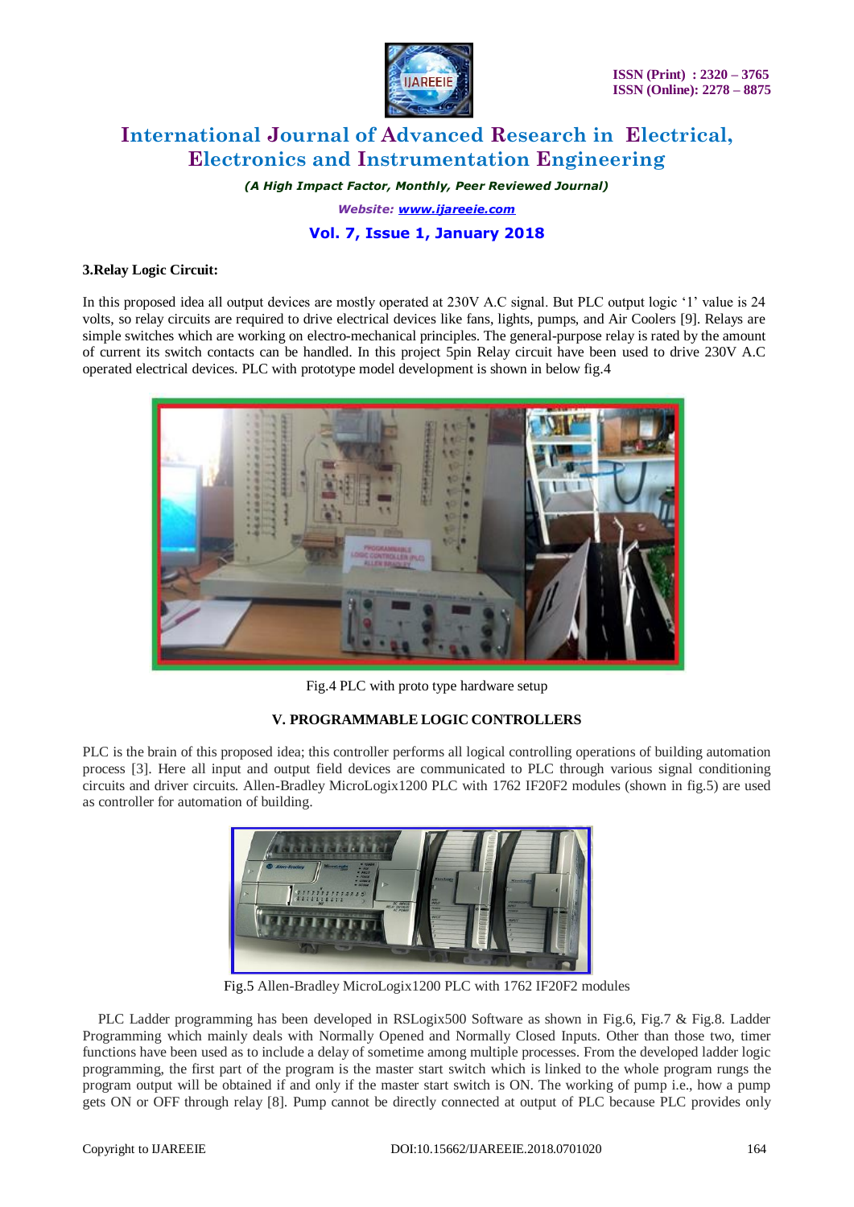**3.Relay Logic Circuit:**

In this proposed idea all output devices are mostly operated at 230V A.C signal. But PLC output logic '1' value is 24 volts, so relay circuits are required to drive electrical devices like fans, lights, pumps, and Air Coolers [9]. Relays are simple switches which are working on electro-mechanical principles. The general-purpose relay is rated by the amount of current its switch contacts can be handled. In this project 5pin Relay circuit have been used to drive 230V A.C operated electrical devices. PLC with prototype model development is shown in below fig.4

Fig.4 PLC with proto type hardware setup

## V. PROGRAMMABLE LOGIC CONTROLLERS

PLC is the brain of this proposed idea; this controller performs all logical controlling operations of building automation process [3]. Here all input and output field devices are communicated to PLC through various signal conditioning circuits and driver circuits. Allen-Bradley MicroLogix1200 PLC with 1762 IF20F2 modules (shown in fig.5) are used as controller for automation of building.

Fig.5 Allen-Bradley MicroLogix1200 PLC with 1762 IF20F2 modules

PLC Ladder programming has been developed in RSLogix500 Software as shown in Fig.6, Fig.7 & Fig.8. Ladder Programming which mainly deals with Normally Opened and Normally Closed Inputs. Other than those two, timer functions have been used as to include a delay of sometime among multiple processes. From the developed ladder logic programming, the first part of the program is the master start switch which is linked to the whole program rungs the program output will be obtained if and only if the master start switch is ON. The working of pump i.e., how a pump gets ON or OFF through relay [8]. Pump cannot be directly connected at output of PLC because PLC provides only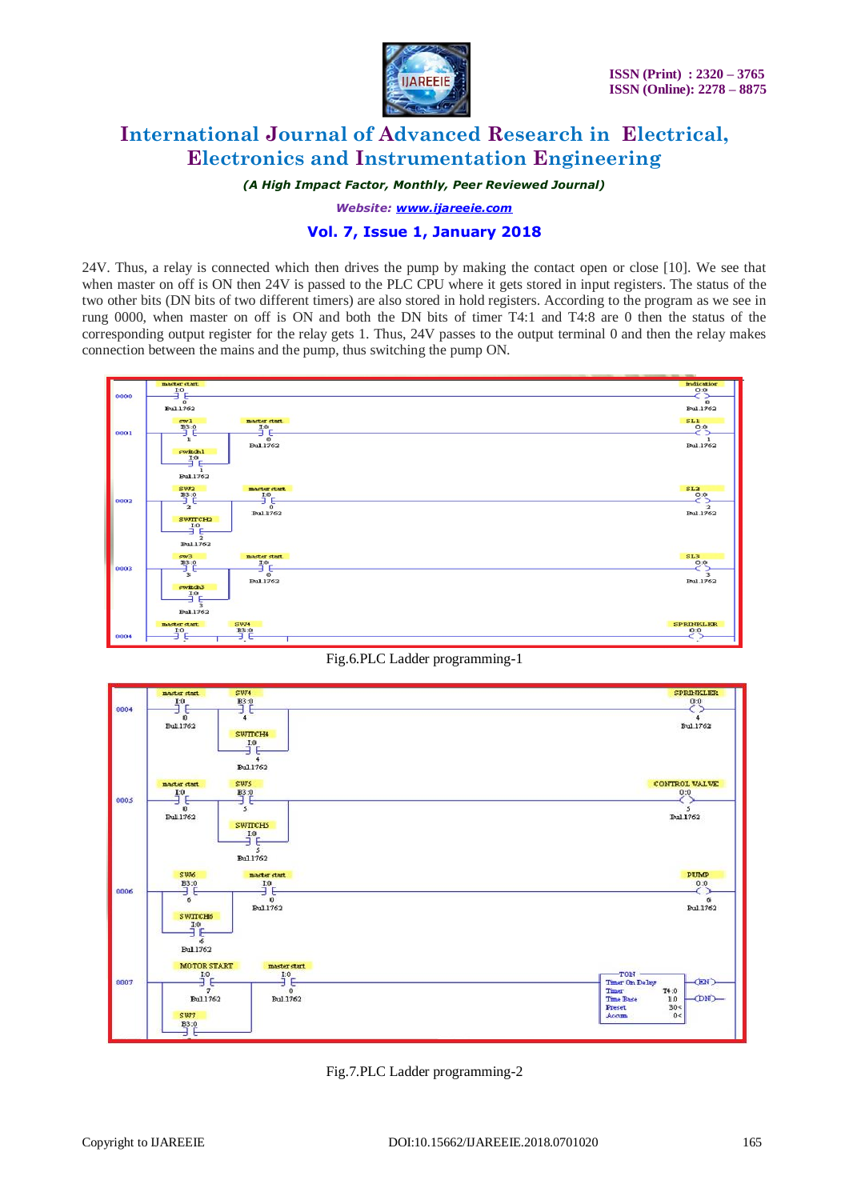24V. Thus, a relay is connected which then drives the pump by making the contact open or close [10]. We see that when master on off is ON then 24V is passed to the PLC CPU where it gets stored in input registers. The status of the two other bits (DN bits of two different timers) are also stored in hold registers. According to the program as we see in rung 0000, when master on off is ON and both the DN bits of timer T4:1 and T4:8 are 0 then the status of the corresponding output register for the relay gets 1. Thus, 24V passes to the output terminal 0 and then the relay makes connection between the mains and the pump, thus switching the pump ON.

Fig.6.PLC Ladder programming-1

Fig.7.PLC Ladder programming-2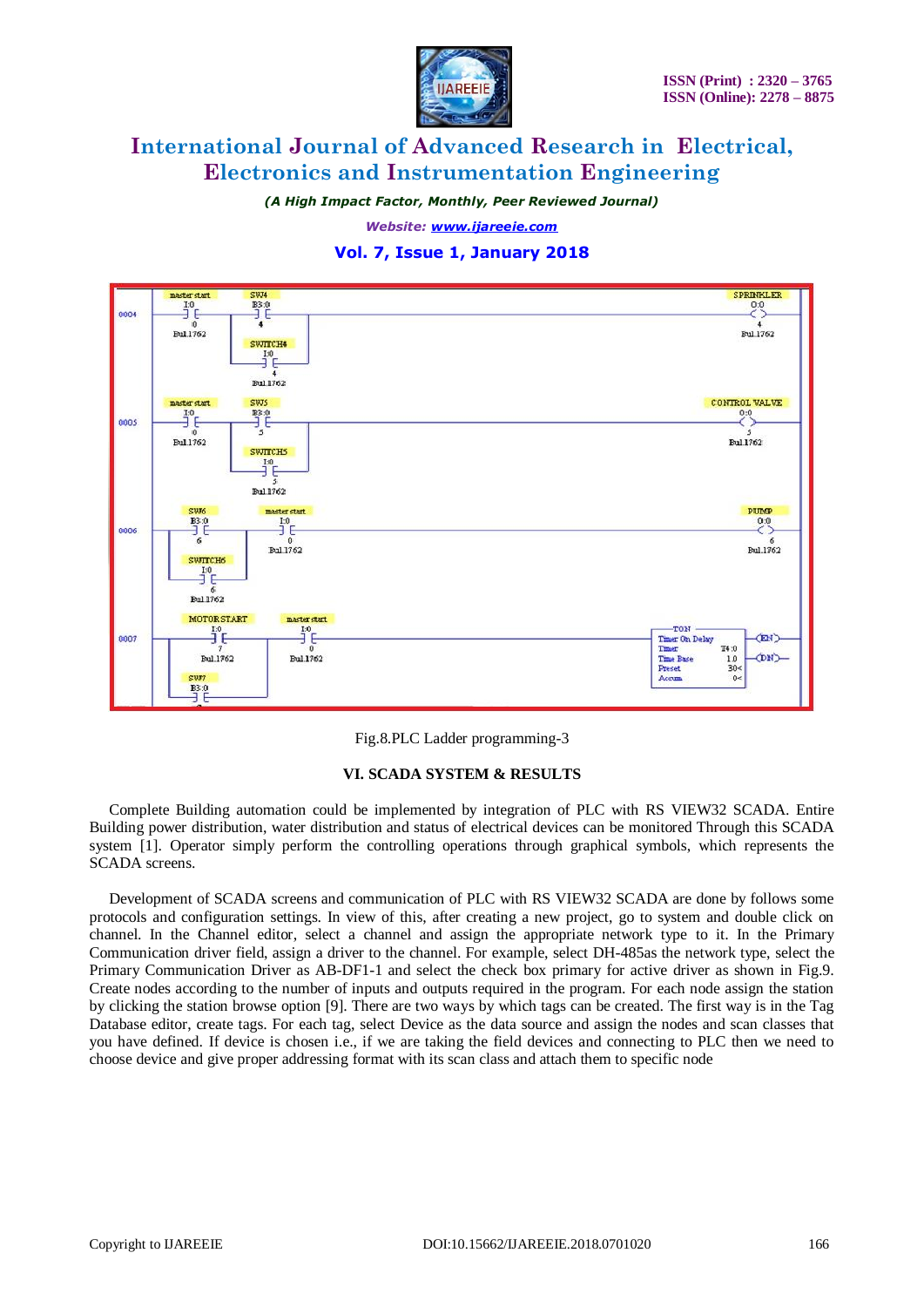Fig.8.PLC Ladder programming-3

## VI. SCADA SYSTEM & RESULTS

Complete Building automation could be implemented by integration of PLC with RS VIEW32 SCADA. Entire Building power distribution, water distribution and status of electrical devices can be monitored Through this SCADA system [1]. Operator simply perform the controlling operations through graphical symbols, which represents the SCADA screens.

Development of SCADA screens and communication of PLC with RS VIEW32 SCADA are done by follows some protocols and configuration settings. In view of this, after creating a new project, go to system and double click on channel. In the Channel editor, select a channel and assign the appropriate network type to it. In the Primary Communication driver field, assign a driver to the channel. For example, select DH-485as the network type, select the Primary Communication Driver as AB-DF1-1 and select the check box primary for active driver as shown in Fig.9. Create nodes according to the number of inputs and outputs required in the program. For each node assign the station by clicking the station browse option [9]. There are two ways by which tags can be created. The first way is in the Tag Database editor, create tags. For each tag, select Device as the data source and assign the nodes and scan classes that you have defined. If device is chosen i.e., if we are taking the field devices and connecting to PLC then we need to choose device and give proper addressing format with its scan class and attach them to specific node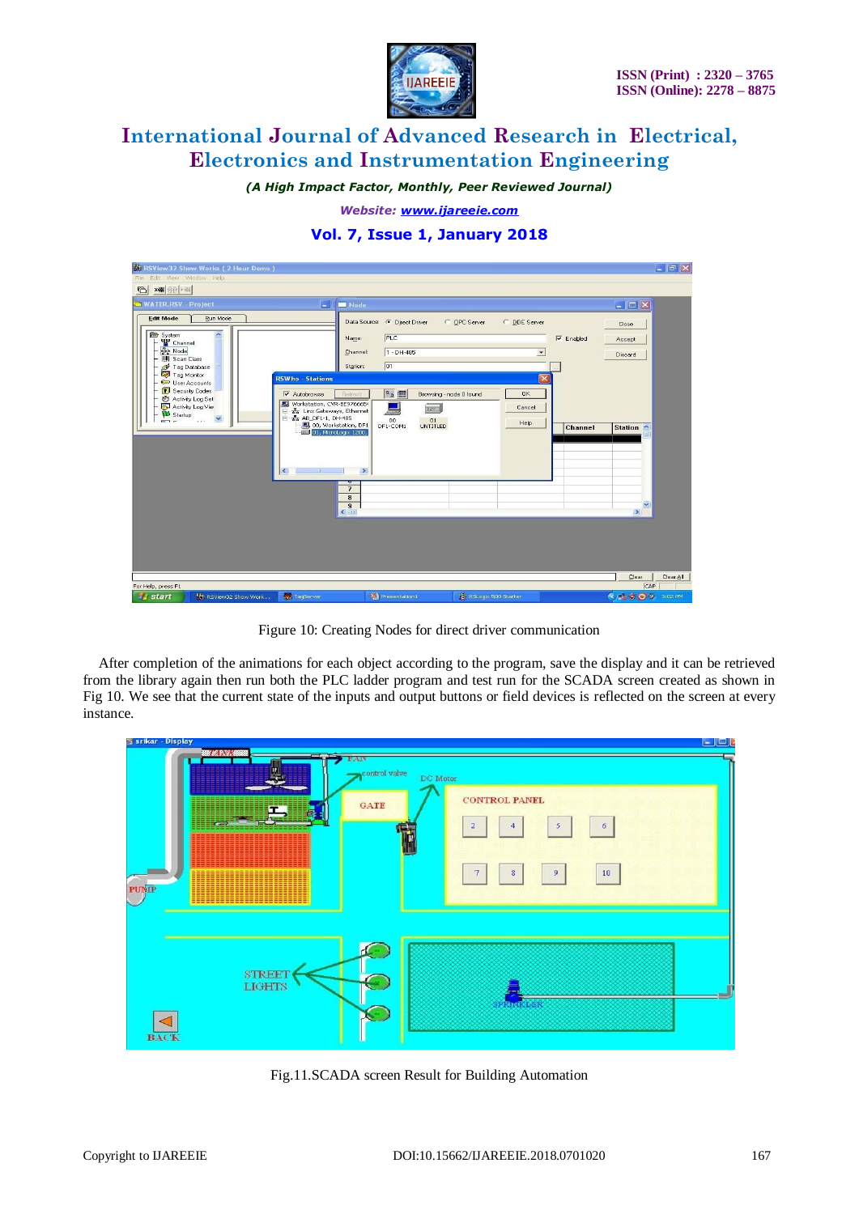Figure 10: Creating Nodes for direct driver communication

After completion of the animations for each object according to the program, save the display and it can be retrieved from the library again then run both the PLC ladder program and test run for the SCADA screen created as shown in Fig 10. We see that the current state of the inputs and output buttons or field devices is reflected on the screen at every instance.

Fig.11.SCADA screen Result for Building Automation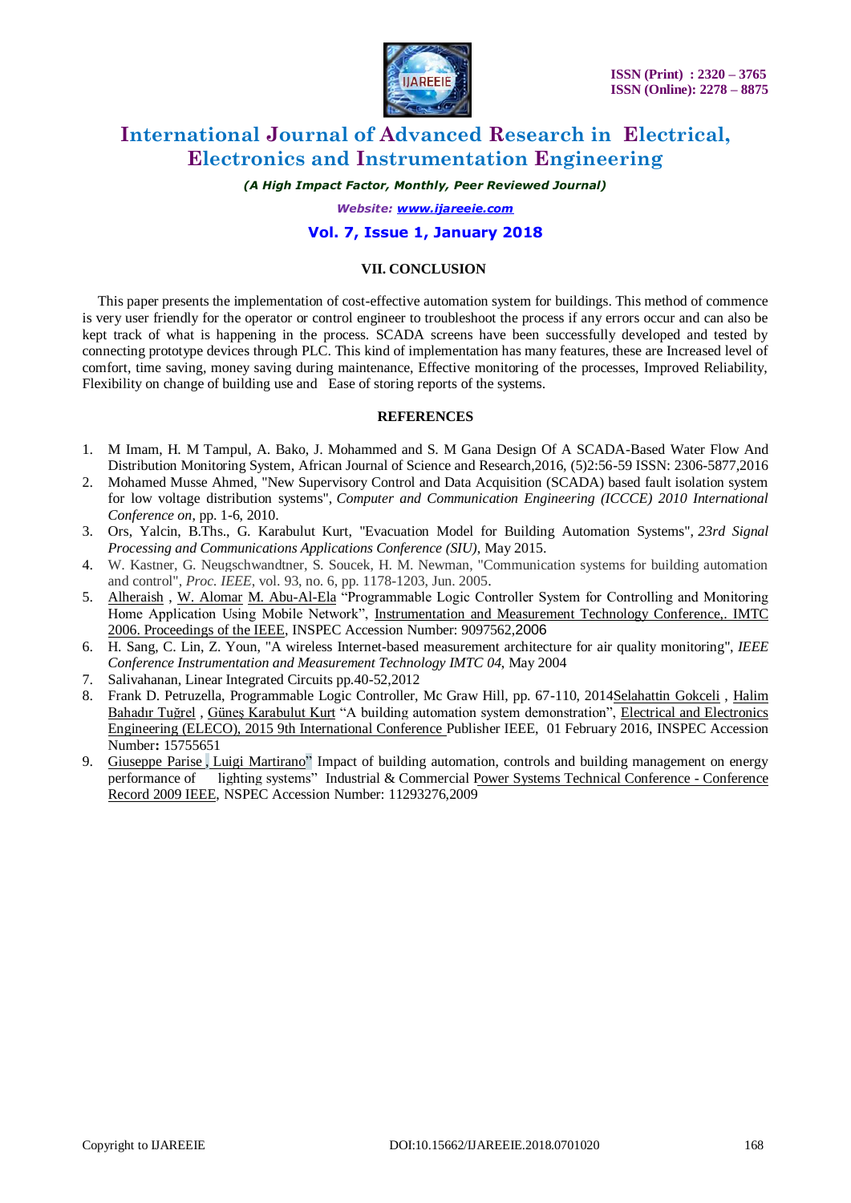## VII. CONCLUSION

This paper presents the implementation of cost-effective automation system for buildings. This method of commence is very user friendly for the operator or control engineer to troubleshoot the process if any errors occur and can also be kept track of what is happening in the process. SCADA screens have been successfully developed and tested by connecting prototype devices through PLC. This kind of implementation has many features, these are Increased level of comfort, time saving, money saving during maintenance, Effective monitoring of the processes, Improved Reliability, Flexibility on change of building use and Ease of storing reports of the systems.

## REFERENCES

1. M Imam, H. M Tampul, A. Bako, J. Mohammed and S. M Gana Design Of A SCADA-Based Water Flow And Distribution Monitoring System, African Journal of Science and Research,2016, (5)2:56-59 ISSN: 2306-5877,2016
2. Mohamed Musse Ahmed, "New Supervisory Control and Data Acquisition (SCADA) based fault isolation system for low voltage distribution systems", *Computer and Communication Engineering (ICCCE) 2010 International Conference on*, pp. 1-6, 2010.
3. Ors, Yalcin, B.Ths., G. Karabulut Kurt, "Evacuation Model for Building Automation Systems", *23rd Signal Processing and Communications Applications Conference (SIU)*, May 2015.
4. W. Kastner, G. Neugschwandtner, S. Soucek, H. M. Newman, "Communication systems for building automation and control", *Proc. IEEE*, vol. 93, no. 6, pp. 1178-1203, Jun. 2005.
5. Alheraish , W. Alomar M. Abu-Al-Ela "Programmable Logic Controller System for Controlling and Monitoring Home Application Using Mobile Network", Instrumentation and Measurement Technology Conference,. IMTC 2006. Proceedings of the IEEE, INSPEC Accession Number: 9097562,2006
6. H. Sang, C. Lin, Z. Youn, "A wireless Internet-based measurement architecture for air quality monitoring", *IEEE Conference Instrumentation and Measurement Technology IMTC 04*, May 2004
7. Salivahanan, Linear Integrated Circuits pp.40-52,2012
8. Frank D. Petruzella, Programmable Logic Controller, Mc Graw Hill, pp. 67-110, 2014Selahattin Gokceli , Halim Bahadır Tuğrel , Güneş Karabulut Kurt "A building automation system demonstration", Electrical and Electronics Engineering (ELECO), 2015 9th International Conference Publisher IEEE, 01 February 2016, INSPEC Accession Number**:** 15755651
9. Giuseppe Parise , Luigi Martirano" Impact of building automation, controls and building management on energy performance of lighting systems" Industrial & Commercial Power Systems Technical Conference - Conference Record 2009 IEEE, NSPEC Accession Number: 11293276,2009